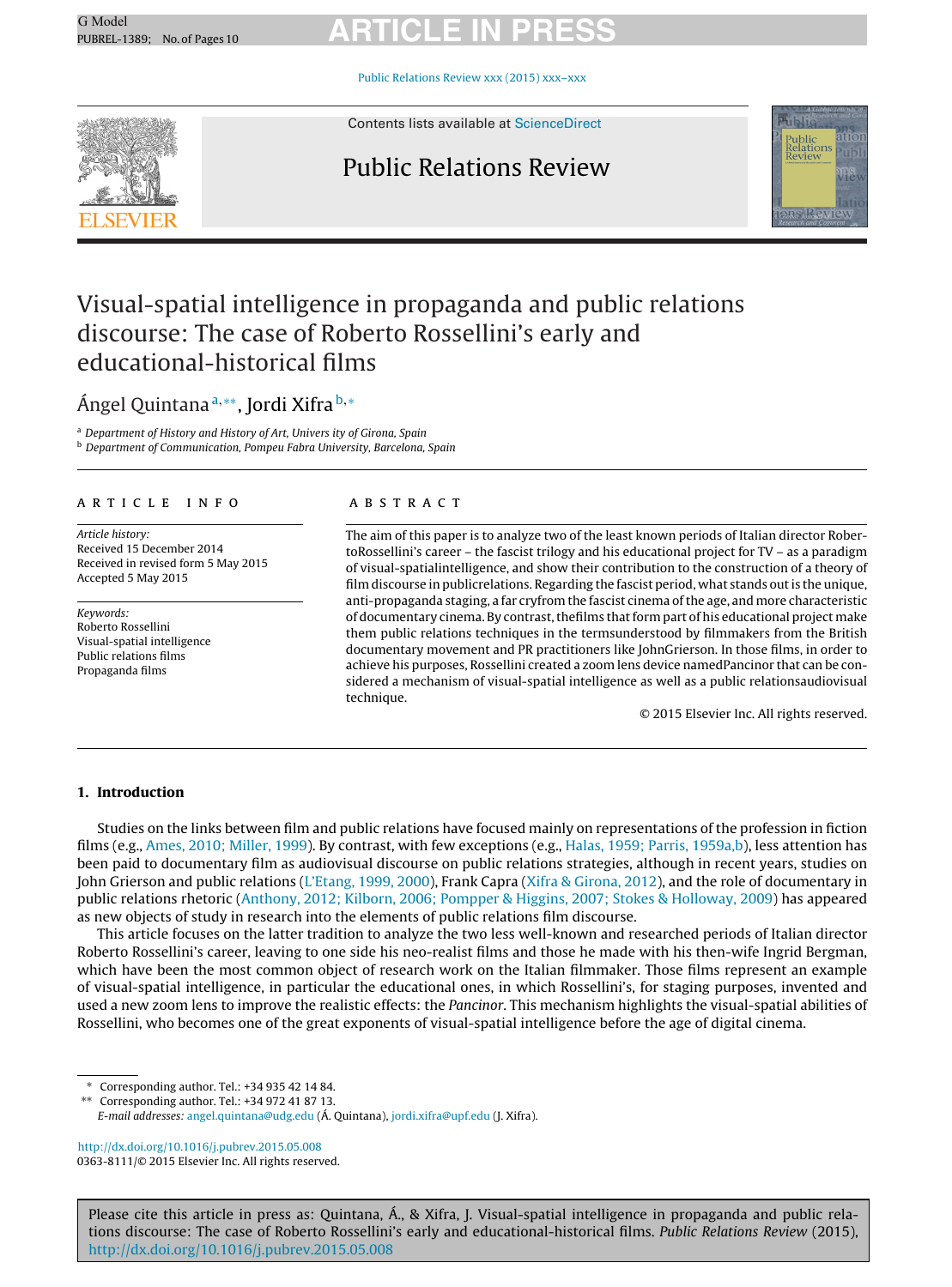# Visual-spatial intelligence in propaganda and public relations discourse: The case of Roberto Rossellini's early and educational-historical films

Ángel Quintana[a,**], Jordi Xifra[b,*]

[a] Department of History and History of Art, Univers ity of Girona, Spain
[b] Department of Communication, Pompeu Fabra University, Barcelona, Spain

## ARTICLE INFO

*Article history:*
Received 15 December 2014
Received in revised form 5 May 2015
Accepted 5 May 2015

*Keywords:*
Roberto Rossellini
Visual-spatial intelligence
Public relations films
Propaganda films

## ABSTRACT

The aim of this paper is to analyze two of the least known periods of Italian director RobertoRossellini's career – the fascist trilogy and his educational project for TV – as a paradigm of visual-spatialintelligence, and show their contribution to the construction of a theory of film discourse in publicrelations. Regarding the fascist period, what stands out is the unique, anti-propaganda staging, a far cryfrom the fascist cinema of the age, and more characteristic of documentary cinema. By contrast, thefilms that form part of his educational project make them public relations techniques in the termsunderstood by filmmakers from the British documentary movement and PR practitioners like JohnGrierson. In those films, in order to achieve his purposes, Rossellini created a zoom lens device namedPancinor that can be considered a mechanism of visual-spatial intelligence as well as a public relationsaudiovisual technique.

© 2015 Elsevier Inc. All rights reserved.

## 1. Introduction

Studies on the links between film and public relations have focused mainly on representations of the profession in fiction films (e.g., Ames, 2010; Miller, 1999). By contrast, with few exceptions (e.g., Halas, 1959; Parris, 1959a,b), less attention has been paid to documentary film as audiovisual discourse on public relations strategies, although in recent years, studies on John Grierson and public relations (L'Etang, 1999, 2000), Frank Capra (Xifra & Girona, 2012), and the role of documentary in public relations rhetoric (Anthony, 2012; Kilborn, 2006; Pompper & Higgins, 2007; Stokes & Holloway, 2009) has appeared as new objects of study in research into the elements of public relations film discourse.

This article focuses on the latter tradition to analyze the two less well-known and researched periods of Italian director Roberto Rossellini's career, leaving to one side his neo-realist films and those he made with his then-wife Ingrid Bergman, which have been the most common object of research work on the Italian filmmaker. Those films represent an example of visual-spatial intelligence, in particular the educational ones, in which Rossellini's, for staging purposes, invented and used a new zoom lens to improve the realistic effects: the *Pancinor*. This mechanism highlights the visual-spatial abilities of Rossellini, who becomes one of the great exponents of visual-spatial intelligence before the age of digital cinema.

---

\* Corresponding author. Tel.: +34 935 42 14 84.
\*\* Corresponding author. Tel.: +34 972 41 87 13.
*E-mail addresses:* angel.quintana@udg.edu (Á. Quintana), jordi.xifra@upf.edu (J. Xifra).

http://dx.doi.org/10.1016/j.pubrev.2015.05.008
0363-8111/© 2015 Elsevier Inc. All rights reserved.

Please cite this article in press as: Quintana, Á., & Xifra, J. Visual-spatial intelligence in propaganda and public relations discourse: The case of Roberto Rossellini's early and educational-historical films. *Public Relations Review* (2015), http://dx.doi.org/10.1016/j.pubrev.2015.05.008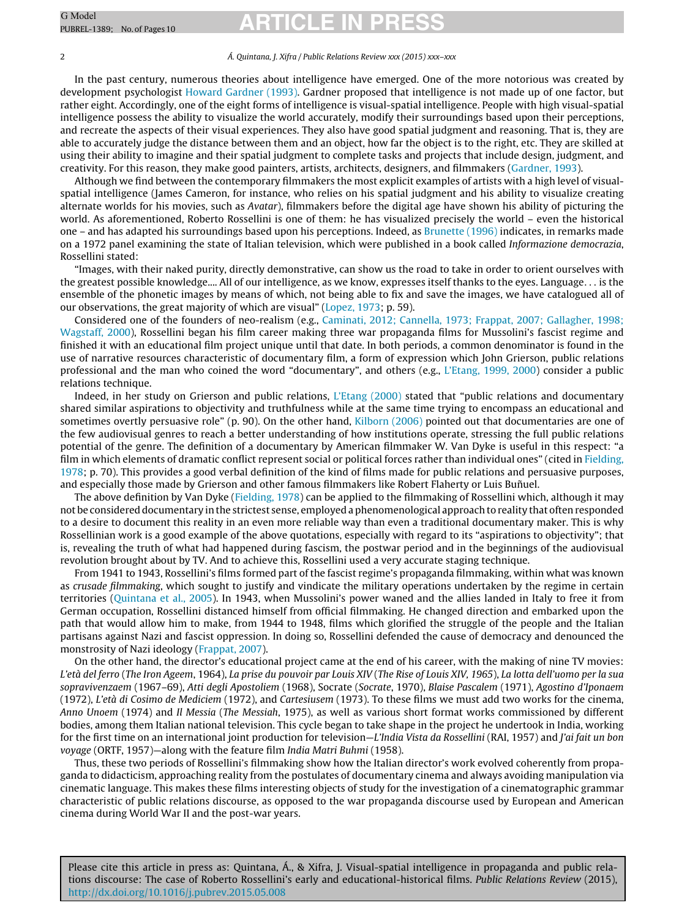In the past century, numerous theories about intelligence have emerged. One of the more notorious was created by development psychologist Howard Gardner (1993). Gardner proposed that intelligence is not made up of one factor, but rather eight. Accordingly, one of the eight forms of intelligence is visual-spatial intelligence. People with high visual-spatial intelligence possess the ability to visualize the world accurately, modify their surroundings based upon their perceptions, and recreate the aspects of their visual experiences. They also have good spatial judgment and reasoning. That is, they are able to accurately judge the distance between them and an object, how far the object is to the right, etc. They are skilled at using their ability to imagine and their spatial judgment to complete tasks and projects that include design, judgment, and creativity. For this reason, they make good painters, artists, architects, designers, and filmmakers (Gardner, 1993).

Although we find between the contemporary filmmakers the most explicit examples of artists with a high level of visual-spatial intelligence (James Cameron, for instance, who relies on his spatial judgment and his ability to visualize creating alternate worlds for his movies, such as *Avatar*), filmmakers before the digital age have shown his ability of picturing the world. As aforementioned, Roberto Rossellini is one of them: he has visualized precisely the world – even the historical one – and has adapted his surroundings based upon his perceptions. Indeed, as Brunette (1996) indicates, in remarks made on a 1972 panel examining the state of Italian television, which were published in a book called *Informazione democrazia*, Rossellini stated:

"Images, with their naked purity, directly demonstrative, can show us the road to take in order to orient ourselves with the greatest possible knowledge.... All of our intelligence, as we know, expresses itself thanks to the eyes. Language. . . is the ensemble of the phonetic images by means of which, not being able to fix and save the images, we have catalogued all of our observations, the great majority of which are visual" (Lopez, 1973; p. 59).

Considered one of the founders of neo-realism (e.g., Caminati, 2012; Cannella, 1973; Frappat, 2007; Gallagher, 1998; Wagstaff, 2000), Rossellini began his film career making three war propaganda films for Mussolini's fascist regime and finished it with an educational film project unique until that date. In both periods, a common denominator is found in the use of narrative resources characteristic of documentary film, a form of expression which John Grierson, public relations professional and the man who coined the word "documentary", and others (e.g., L'Etang, 1999, 2000) consider a public relations technique.

Indeed, in her study on Grierson and public relations, L'Etang (2000) stated that "public relations and documentary shared similar aspirations to objectivity and truthfulness while at the same time trying to encompass an educational and sometimes overtly persuasive role" (p. 90). On the other hand, Kilborn (2006) pointed out that documentaries are one of the few audiovisual genres to reach a better understanding of how institutions operate, stressing the full public relations potential of the genre. The definition of a documentary by American filmmaker W. Van Dyke is useful in this respect: "a film in which elements of dramatic conflict represent social or political forces rather than individual ones" (cited in Fielding, 1978; p. 70). This provides a good verbal definition of the kind of films made for public relations and persuasive purposes, and especially those made by Grierson and other famous filmmakers like Robert Flaherty or Luis Buñuel.

The above definition by Van Dyke (Fielding, 1978) can be applied to the filmmaking of Rossellini which, although it may not be considered documentary in the strictest sense, employed a phenomenological approach to reality that often responded to a desire to document this reality in an even more reliable way than even a traditional documentary maker. This is why Rossellinian work is a good example of the above quotations, especially with regard to its "aspirations to objectivity"; that is, revealing the truth of what had happened during fascism, the postwar period and in the beginnings of the audiovisual revolution brought about by TV. And to achieve this, Rossellini used a very accurate staging technique.

From 1941 to 1943, Rossellini's films formed part of the fascist regime's propaganda filmmaking, within what was known as *crusade filmmaking*, which sought to justify and vindicate the military operations undertaken by the regime in certain territories (Quintana et al., 2005). In 1943, when Mussolini's power waned and the allies landed in Italy to free it from German occupation, Rossellini distanced himself from official filmmaking. He changed direction and embarked upon the path that would allow him to make, from 1944 to 1948, films which glorified the struggle of the people and the Italian partisans against Nazi and fascist oppression. In doing so, Rossellini defended the cause of democracy and denounced the monstrosity of Nazi ideology (Frappat, 2007).

On the other hand, the director's educational project came at the end of his career, with the making of nine TV movies: *L'età del ferro* (*The Iron Ageem*, 1964), *La prise du pouvoir par Louis XIV* (*The Rise of Louis XIV, 1965*), *La lotta dell'uomo per la sua sopravivenzaem* (1967–69), *Atti degli Apostoliem* (1968), Socrate (*Socrate*, 1970), *Blaise Pascalem* (1971), *Agostino d'Iponaem* (1972), *L'età di Cosimo de Mediciem* (1972), and *Cartesiusem* (1973). To these films we must add two works for the cinema, *Anno Unoem* (1974) and *Il Messia* (*The Messiah*, 1975), as well as various short format works commissioned by different bodies, among them Italian national television. This cycle began to take shape in the project he undertook in India, working for the first time on an international joint production for television—*L'India Vista da Rossellini* (RAI, 1957) and *J'ai fait un bon voyage* (ORTF, 1957)—along with the feature film *India Matri Buhmi* (1958).

Thus, these two periods of Rossellini's filmmaking show how the Italian director's work evolved coherently from propaganda to didacticism, approaching reality from the postulates of documentary cinema and always avoiding manipulation via cinematic language. This makes these films interesting objects of study for the investigation of a cinematographic grammar characteristic of public relations discourse, as opposed to the war propaganda discourse used by European and American cinema during World War II and the post-war years.

Please cite this article in press as: Quintana, Á., & Xifra, J. Visual-spatial intelligence in propaganda and public relations discourse: The case of Roberto Rossellini's early and educational-historical films. *Public Relations Review* (2015), http://dx.doi.org/10.1016/j.pubrev.2015.05.008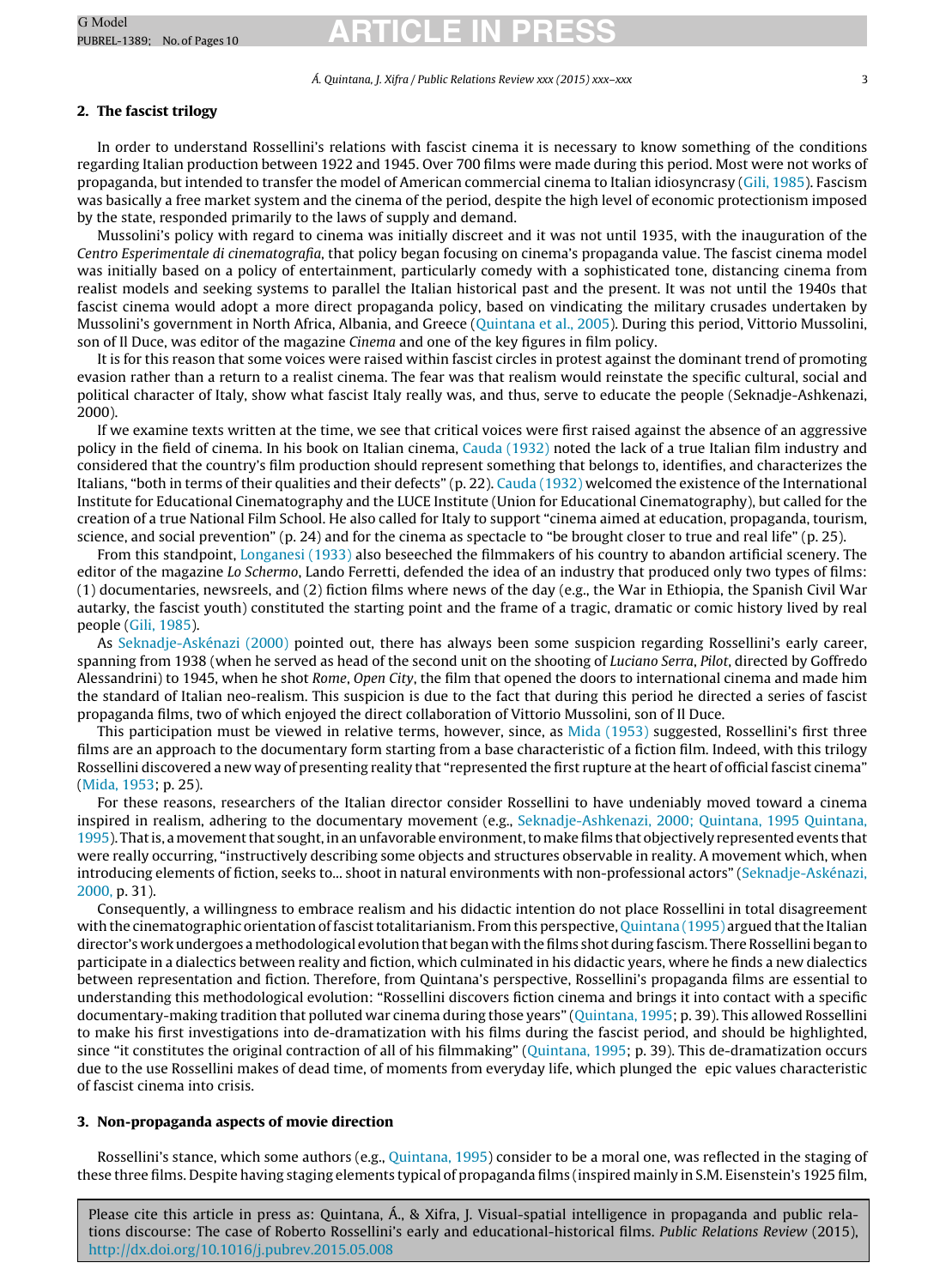## 2. The fascist trilogy

In order to understand Rossellini's relations with fascist cinema it is necessary to know something of the conditions regarding Italian production between 1922 and 1945. Over 700 films were made during this period. Most were not works of propaganda, but intended to transfer the model of American commercial cinema to Italian idiosyncrasy (Gili, 1985). Fascism was basically a free market system and the cinema of the period, despite the high level of economic protectionism imposed by the state, responded primarily to the laws of supply and demand.

Mussolini's policy with regard to cinema was initially discreet and it was not until 1935, with the inauguration of the *Centro Esperimentale di cinematografia*, that policy began focusing on cinema's propaganda value. The fascist cinema model was initially based on a policy of entertainment, particularly comedy with a sophisticated tone, distancing cinema from realist models and seeking systems to parallel the Italian historical past and the present. It was not until the 1940s that fascist cinema would adopt a more direct propaganda policy, based on vindicating the military crusades undertaken by Mussolini's government in North Africa, Albania, and Greece (Quintana et al., 2005). During this period, Vittorio Mussolini, son of Il Duce, was editor of the magazine *Cinema* and one of the key figures in film policy.

It is for this reason that some voices were raised within fascist circles in protest against the dominant trend of promoting evasion rather than a return to a realist cinema. The fear was that realism would reinstate the specific cultural, social and political character of Italy, show what fascist Italy really was, and thus, serve to educate the people (Seknadje-Ashkenazi, 2000).

If we examine texts written at the time, we see that critical voices were first raised against the absence of an aggressive policy in the field of cinema. In his book on Italian cinema, Cauda (1932) noted the lack of a true Italian film industry and considered that the country's film production should represent something that belongs to, identifies, and characterizes the Italians, "both in terms of their qualities and their defects" (p. 22). Cauda (1932) welcomed the existence of the International Institute for Educational Cinematography and the LUCE Institute (Union for Educational Cinematography), but called for the creation of a true National Film School. He also called for Italy to support "cinema aimed at education, propaganda, tourism, science, and social prevention" (p. 24) and for the cinema as spectacle to "be brought closer to true and real life" (p. 25).

From this standpoint, Longanesi (1933) also beseeched the filmmakers of his country to abandon artificial scenery. The editor of the magazine *Lo Schermo*, Lando Ferretti, defended the idea of an industry that produced only two types of films: (1) documentaries, newsreels, and (2) fiction films where news of the day (e.g., the War in Ethiopia, the Spanish Civil War autarky, the fascist youth) constituted the starting point and the frame of a tragic, dramatic or comic history lived by real people (Gili, 1985).

As Seknadje-Askénazi (2000) pointed out, there has always been some suspicion regarding Rossellini's early career, spanning from 1938 (when he served as head of the second unit on the shooting of *Luciano Serra, Pilot*, directed by Goffredo Alessandrini) to 1945, when he shot *Rome, Open City*, the film that opened the doors to international cinema and made him the standard of Italian neo-realism. This suspicion is due to the fact that during this period he directed a series of fascist propaganda films, two of which enjoyed the direct collaboration of Vittorio Mussolini, son of Il Duce.

This participation must be viewed in relative terms, however, since, as Mida (1953) suggested, Rossellini's first three films are an approach to the documentary form starting from a base characteristic of a fiction film. Indeed, with this trilogy Rossellini discovered a new way of presenting reality that "represented the first rupture at the heart of official fascist cinema" (Mida, 1953; p. 25).

For these reasons, researchers of the Italian director consider Rossellini to have undeniably moved toward a cinema inspired in realism, adhering to the documentary movement (e.g., Seknadje-Ashkenazi, 2000; Quintana, 1995 Quintana, 1995). That is, a movement that sought, in an unfavorable environment, to make films that objectively represented events that were really occurring, "instructively describing some objects and structures observable in reality. A movement which, when introducing elements of fiction, seeks to... shoot in natural environments with non-professional actors" (Seknadje-Askénazi, 2000, p. 31).

Consequently, a willingness to embrace realism and his didactic intention do not place Rossellini in total disagreement with the cinematographic orientation of fascist totalitarianism. From this perspective, Quintana (1995) argued that the Italian director's work undergoes a methodological evolution that began with the films shot during fascism. There Rossellini began to participate in a dialectics between reality and fiction, which culminated in his didactic years, where he finds a new dialectics between representation and fiction. Therefore, from Quintana's perspective, Rossellini's propaganda films are essential to understanding this methodological evolution: "Rossellini discovers fiction cinema and brings it into contact with a specific documentary-making tradition that polluted war cinema during those years" (Quintana, 1995; p. 39). This allowed Rossellini to make his first investigations into de-dramatization with his films during the fascist period, and should be highlighted, since "it constitutes the original contraction of all of his filmmaking" (Quintana, 1995; p. 39). This de-dramatization occurs due to the use Rossellini makes of dead time, of moments from everyday life, which plunged the epic values characteristic of fascist cinema into crisis.

## 3. Non-propaganda aspects of movie direction

Rossellini's stance, which some authors (e.g., Quintana, 1995) consider to be a moral one, was reflected in the staging of these three films. Despite having staging elements typical of propaganda films (inspired mainly in S.M. Eisenstein's 1925 film,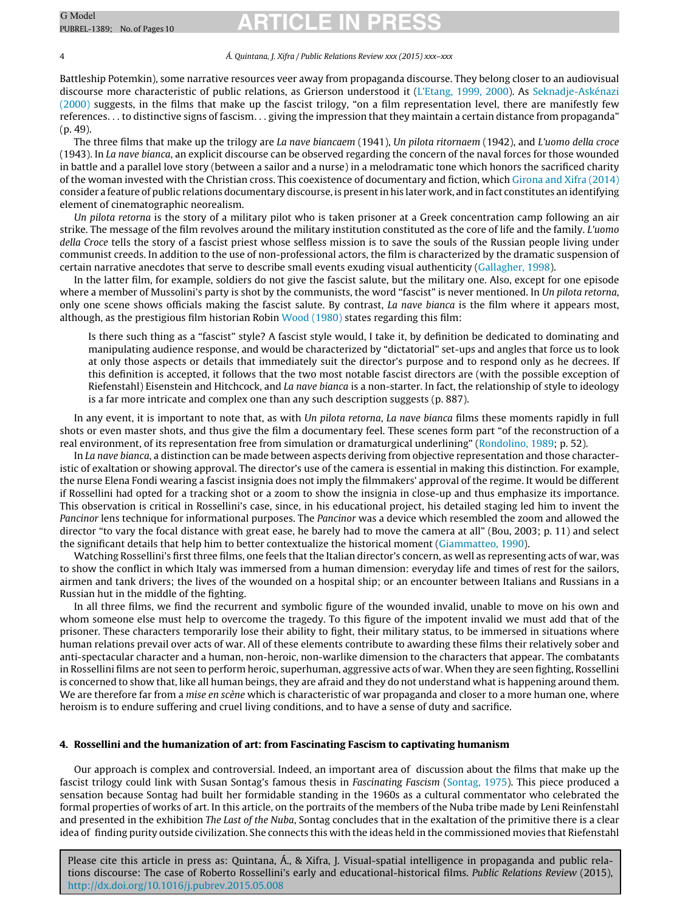Battleship Potemkin), some narrative resources veer away from propaganda discourse. They belong closer to an audiovisual discourse more characteristic of public relations, as Grierson understood it (L'Etang, 1999, 2000). As Seknadje-Askénazi (2000) suggests, in the films that make up the fascist trilogy, "on a film representation level, there are manifestly few references. . . to distinctive signs of fascism. . . giving the impression that they maintain a certain distance from propaganda" (p. 49).

The three films that make up the trilogy are *La nave biancaem* (1941), *Un pilota ritornaem* (1942), and *L'uomo della croce* (1943). In *La nave bianca*, an explicit discourse can be observed regarding the concern of the naval forces for those wounded in battle and a parallel love story (between a sailor and a nurse) in a melodramatic tone which honors the sacrificed charity of the woman invested with the Christian cross. This coexistence of documentary and fiction, which Girona and Xifra (2014) consider a feature of public relations documentary discourse, is present in his later work, and in fact constitutes an identifying element of cinematographic neorealism.

*Un pilota retorna* is the story of a military pilot who is taken prisoner at a Greek concentration camp following an air strike. The message of the film revolves around the military institution constituted as the core of life and the family. *L'uomo della Croce* tells the story of a fascist priest whose selfless mission is to save the souls of the Russian people living under communist creeds. In addition to the use of non-professional actors, the film is characterized by the dramatic suspension of certain narrative anecdotes that serve to describe small events exuding visual authenticity (Gallagher, 1998).

In the latter film, for example, soldiers do not give the fascist salute, but the military one. Also, except for one episode where a member of Mussolini's party is shot by the communists, the word "fascist" is never mentioned. In *Un pilota retorna*, only one scene shows officials making the fascist salute. By contrast, *La nave bianca* is the film where it appears most, although, as the prestigious film historian Robin Wood (1980) states regarding this film:

> Is there such thing as a "fascist" style? A fascist style would, I take it, by definition be dedicated to dominating and manipulating audience response, and would be characterized by "dictatorial" set-ups and angles that force us to look at only those aspects or details that immediately suit the director's purpose and to respond only as he decrees. If this definition is accepted, it follows that the two most notable fascist directors are (with the possible exception of Riefenstahl) Eisenstein and Hitchcock, and *La nave bianca* is a non-starter. In fact, the relationship of style to ideology is a far more intricate and complex one than any such description suggests (p. 887).

In any event, it is important to note that, as with *Un pilota retorna*, *La nave bianca* films these moments rapidly in full shots or even master shots, and thus give the film a documentary feel. These scenes form part "of the reconstruction of a real environment, of its representation free from simulation or dramaturgical underlining" (Rondolino, 1989; p. 52).

In *La nave bianca*, a distinction can be made between aspects deriving from objective representation and those characteristic of exaltation or showing approval. The director's use of the camera is essential in making this distinction. For example, the nurse Elena Fondi wearing a fascist insignia does not imply the filmmakers' approval of the regime. It would be different if Rossellini had opted for a tracking shot or a zoom to show the insignia in close-up and thus emphasize its importance. This observation is critical in Rossellini's case, since, in his educational project, his detailed staging led him to invent the *Pancinor* lens technique for informational purposes. The *Pancinor* was a device which resembled the zoom and allowed the director "to vary the focal distance with great ease, he barely had to move the camera at all" (Bou, 2003; p. 11) and select the significant details that help him to better contextualize the historical moment (Giammatteo, 1990).

Watching Rossellini's first three films, one feels that the Italian director's concern, as well as representing acts of war, was to show the conflict in which Italy was immersed from a human dimension: everyday life and times of rest for the sailors, airmen and tank drivers; the lives of the wounded on a hospital ship; or an encounter between Italians and Russians in a Russian hut in the middle of the fighting.

In all three films, we find the recurrent and symbolic figure of the wounded invalid, unable to move on his own and whom someone else must help to overcome the tragedy. To this figure of the impotent invalid we must add that of the prisoner. These characters temporarily lose their ability to fight, their military status, to be immersed in situations where human relations prevail over acts of war. All of these elements contribute to awarding these films their relatively sober and anti-spectacular character and a human, non-heroic, non-warlike dimension to the characters that appear. The combatants in Rossellini films are not seen to perform heroic, superhuman, aggressive acts of war. When they are seen fighting, Rossellini is concerned to show that, like all human beings, they are afraid and they do not understand what is happening around them. We are therefore far from a *mise en scène* which is characteristic of war propaganda and closer to a more human one, where heroism is to endure suffering and cruel living conditions, and to have a sense of duty and sacrifice.

## 4. Rossellini and the humanization of art: from Fascinating Fascism to captivating humanism

Our approach is complex and controversial. Indeed, an important area of discussion about the films that make up the fascist trilogy could link with Susan Sontag's famous thesis in *Fascinating Fascism* (Sontag, 1975). This piece produced a sensation because Sontag had built her formidable standing in the 1960s as a cultural commentator who celebrated the formal properties of works of art. In this article, on the portraits of the members of the Nuba tribe made by Leni Reinfenstahl and presented in the exhibition *The Last of the Nuba*, Sontag concludes that in the exaltation of the primitive there is a clear idea of finding purity outside civilization. She connects this with the ideas held in the commissioned movies that Riefenstahl

Please cite this article in press as: Quintana, Á., & Xifra, J. Visual-spatial intelligence in propaganda and public relations discourse: The case of Roberto Rossellini's early and educational-historical films. *Public Relations Review* (2015), http://dx.doi.org/10.1016/j.pubrev.2015.05.008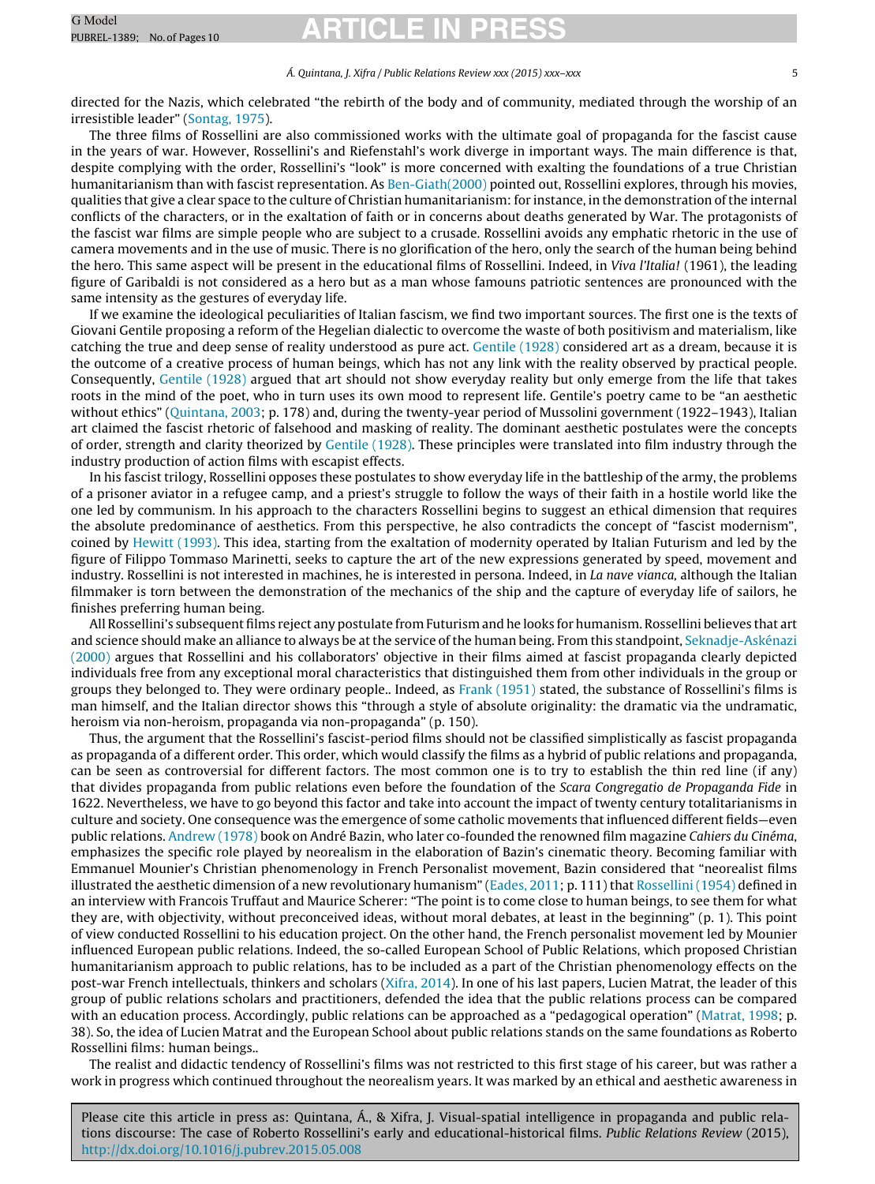directed for the Nazis, which celebrated "the rebirth of the body and of community, mediated through the worship of an irresistible leader" (Sontag, 1975).

The three films of Rossellini are also commissioned works with the ultimate goal of propaganda for the fascist cause in the years of war. However, Rossellini's and Riefenstahl's work diverge in important ways. The main difference is that, despite complying with the order, Rossellini's "look" is more concerned with exalting the foundations of a true Christian humanitarianism than with fascist representation. As Ben-Giath(2000) pointed out, Rossellini explores, through his movies, qualities that give a clear space to the culture of Christian humanitarianism: for instance, in the demonstration of the internal conflicts of the characters, or in the exaltation of faith or in concerns about deaths generated by War. The protagonists of the fascist war films are simple people who are subject to a crusade. Rossellini avoids any emphatic rhetoric in the use of camera movements and in the use of music. There is no glorification of the hero, only the search of the human being behind the hero. This same aspect will be present in the educational films of Rossellini. Indeed, in *Viva l'Italia!* (1961), the leading figure of Garibaldi is not considered as a hero but as a man whose famouns patriotic sentences are pronounced with the same intensity as the gestures of everyday life.

If we examine the ideological peculiarities of Italian fascism, we find two important sources. The first one is the texts of Giovani Gentile proposing a reform of the Hegelian dialectic to overcome the waste of both positivism and materialism, like catching the true and deep sense of reality understood as pure act. Gentile (1928) considered art as a dream, because it is the outcome of a creative process of human beings, which has not any link with the reality observed by practical people. Consequently, Gentile (1928) argued that art should not show everyday reality but only emerge from the life that takes roots in the mind of the poet, who in turn uses its own mood to represent life. Gentile's poetry came to be "an aesthetic without ethics" (Quintana, 2003; p. 178) and, during the twenty-year period of Mussolini government (1922–1943), Italian art claimed the fascist rhetoric of falsehood and masking of reality. The dominant aesthetic postulates were the concepts of order, strength and clarity theorized by Gentile (1928). These principles were translated into film industry through the industry production of action films with escapist effects.

In his fascist trilogy, Rossellini opposes these postulates to show everyday life in the battleship of the army, the problems of a prisoner aviator in a refugee camp, and a priest's struggle to follow the ways of their faith in a hostile world like the one led by communism. In his approach to the characters Rossellini begins to suggest an ethical dimension that requires the absolute predominance of aesthetics. From this perspective, he also contradicts the concept of "fascist modernism", coined by Hewitt (1993). This idea, starting from the exaltation of modernity operated by Italian Futurism and led by the figure of Filippo Tommaso Marinetti, seeks to capture the art of the new expressions generated by speed, movement and industry. Rossellini is not interested in machines, he is interested in persona. Indeed, in *La nave vianca,* although the Italian filmmaker is torn between the demonstration of the mechanics of the ship and the capture of everyday life of sailors, he finishes preferring human being.

All Rossellini's subsequent films reject any postulate from Futurism and he looks for humanism. Rossellini believes that art and science should make an alliance to always be at the service of the human being. From this standpoint, Seknadje-Askénazi (2000) argues that Rossellini and his collaborators' objective in their films aimed at fascist propaganda clearly depicted individuals free from any exceptional moral characteristics that distinguished them from other individuals in the group or groups they belonged to. They were ordinary people.. Indeed, as Frank (1951) stated, the substance of Rossellini's films is man himself, and the Italian director shows this "through a style of absolute originality: the dramatic via the undramatic, heroism via non-heroism, propaganda via non-propaganda" (p. 150).

Thus, the argument that the Rossellini's fascist-period films should not be classified simplistically as fascist propaganda as propaganda of a different order. This order, which would classify the films as a hybrid of public relations and propaganda, can be seen as controversial for different factors. The most common one is to try to establish the thin red line (if any) that divides propaganda from public relations even before the foundation of the *Scara Congregatio de Propaganda Fide* in 1622. Nevertheless, we have to go beyond this factor and take into account the impact of twenty century totalitarianisms in culture and society. One consequence was the emergence of some catholic movements that influenced different fields—even public relations. Andrew (1978) book on André Bazin, who later co-founded the renowned film magazine *Cahiers du Cinéma*, emphasizes the specific role played by neorealism in the elaboration of Bazin's cinematic theory. Becoming familiar with Emmanuel Mounier's Christian phenomenology in French Personalist movement, Bazin considered that "neorealist films illustrated the aesthetic dimension of a new revolutionary humanism" (Eades, 2011; p. 111) that Rossellini (1954) defined in an interview with Francois Truffaut and Maurice Scherer: "The point is to come close to human beings, to see them for what they are, with objectivity, without preconceived ideas, without moral debates, at least in the beginning" (p. 1). This point of view conducted Rossellini to his education project. On the other hand, the French personalist movement led by Mounier influenced European public relations. Indeed, the so-called European School of Public Relations, which proposed Christian humanitarianism approach to public relations, has to be included as a part of the Christian phenomenology effects on the post-war French intellectuals, thinkers and scholars (Xifra, 2014). In one of his last papers, Lucien Matrat, the leader of this group of public relations scholars and practitioners, defended the idea that the public relations process can be compared with an education process. Accordingly, public relations can be approached as a "pedagogical operation" (Matrat, 1998; p. 38). So, the idea of Lucien Matrat and the European School about public relations stands on the same foundations as Roberto Rossellini films: human beings..

The realist and didactic tendency of Rossellini's films was not restricted to this first stage of his career, but was rather a work in progress which continued throughout the neorealism years. It was marked by an ethical and aesthetic awareness in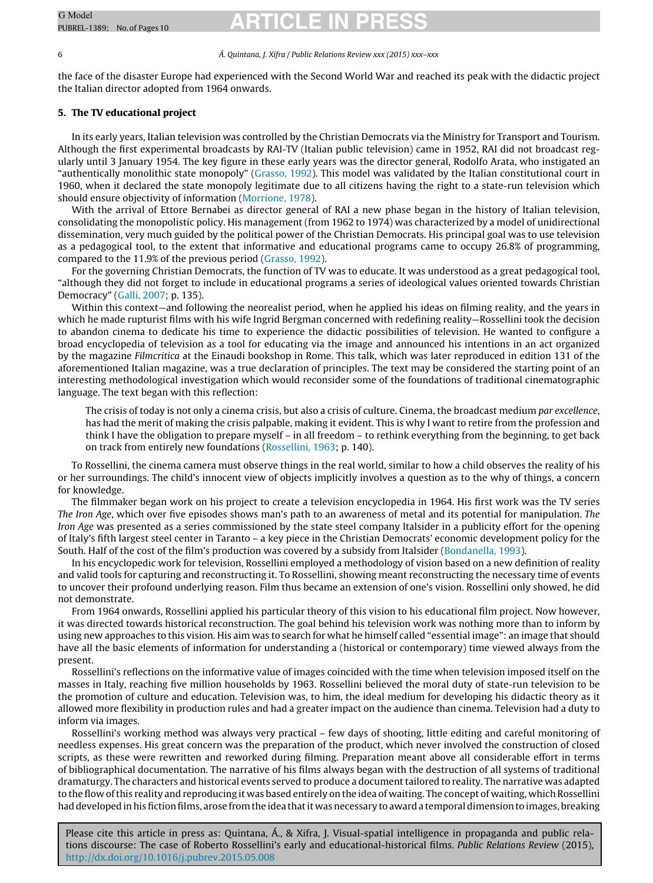the face of the disaster Europe had experienced with the Second World War and reached its peak with the didactic project the Italian director adopted from 1964 onwards.

## 5. The TV educational project

In its early years, Italian television was controlled by the Christian Democrats via the Ministry for Transport and Tourism. Although the first experimental broadcasts by RAI-TV (Italian public television) came in 1952, RAI did not broadcast regularly until 3 January 1954. The key figure in these early years was the director general, Rodolfo Arata, who instigated an "authentically monolithic state monopoly" (Grasso, 1992). This model was validated by the Italian constitutional court in 1960, when it declared the state monopoly legitimate due to all citizens having the right to a state-run television which should ensure objectivity of information (Morrione, 1978).

With the arrival of Ettore Bernabei as director general of RAI a new phase began in the history of Italian television, consolidating the monopolistic policy. His management (from 1962 to 1974) was characterized by a model of unidirectional dissemination, very much guided by the political power of the Christian Democrats. His principal goal was to use television as a pedagogical tool, to the extent that informative and educational programs came to occupy 26.8% of programming, compared to the 11.9% of the previous period (Grasso, 1992).

For the governing Christian Democrats, the function of TV was to educate. It was understood as a great pedagogical tool, "although they did not forget to include in educational programs a series of ideological values oriented towards Christian Democracy" (Galli, 2007; p. 135).

Within this context—and following the neorealist period, when he applied his ideas on filming reality, and the years in which he made rupturist films with his wife Ingrid Bergman concerned with redefining reality—Rossellini took the decision to abandon cinema to dedicate his time to experience the didactic possibilities of television. He wanted to configure a broad encyclopedia of television as a tool for educating via the image and announced his intentions in an act organized by the magazine *Filmcritica* at the Einaudi bookshop in Rome. This talk, which was later reproduced in edition 131 of the aforementioned Italian magazine, was a true declaration of principles. The text may be considered the starting point of an interesting methodological investigation which would reconsider some of the foundations of traditional cinematographic language. The text began with this reflection:

> The crisis of today is not only a cinema crisis, but also a crisis of culture. Cinema, the broadcast medium *par excellence*, has had the merit of making the crisis palpable, making it evident. This is why I want to retire from the profession and think I have the obligation to prepare myself – in all freedom – to rethink everything from the beginning, to get back on track from entirely new foundations (Rossellini, 1963; p. 140).

To Rossellini, the cinema camera must observe things in the real world, similar to how a child observes the reality of his or her surroundings. The child's innocent view of objects implicitly involves a question as to the why of things, a concern for knowledge.

The filmmaker began work on his project to create a television encyclopedia in 1964. His first work was the TV series *The Iron Age*, which over five episodes shows man's path to an awareness of metal and its potential for manipulation. *The Iron Age* was presented as a series commissioned by the state steel company Italsider in a publicity effort for the opening of Italy's fifth largest steel center in Taranto – a key piece in the Christian Democrats' economic development policy for the South. Half of the cost of the film's production was covered by a subsidy from Italsider (Bondanella, 1993).

In his encyclopedic work for television, Rossellini employed a methodology of vision based on a new definition of reality and valid tools for capturing and reconstructing it. To Rossellini, showing meant reconstructing the necessary time of events to uncover their profound underlying reason. Film thus became an extension of one's vision. Rossellini only showed, he did not demonstrate.

From 1964 onwards, Rossellini applied his particular theory of this vision to his educational film project. Now however, it was directed towards historical reconstruction. The goal behind his television work was nothing more than to inform by using new approaches to this vision. His aim was to search for what he himself called "essential image": an image that should have all the basic elements of information for understanding a (historical or contemporary) time viewed always from the present.

Rossellini's reflections on the informative value of images coincided with the time when television imposed itself on the masses in Italy, reaching five million households by 1963. Rossellini believed the moral duty of state-run television to be the promotion of culture and education. Television was, to him, the ideal medium for developing his didactic theory as it allowed more flexibility in production rules and had a greater impact on the audience than cinema. Television had a duty to inform via images.

Rossellini's working method was always very practical – few days of shooting, little editing and careful monitoring of needless expenses. His great concern was the preparation of the product, which never involved the construction of closed scripts, as these were rewritten and reworked during filming. Preparation meant above all considerable effort in terms of bibliographical documentation. The narrative of his films always began with the destruction of all systems of traditional dramaturgy. The characters and historical events served to produce a document tailored to reality. The narrative was adapted to the flow of this reality and reproducing it was based entirely on the idea of waiting. The concept of waiting, which Rossellini had developed in his fiction films, arose from the idea that it was necessary to award a temporal dimension to images, breaking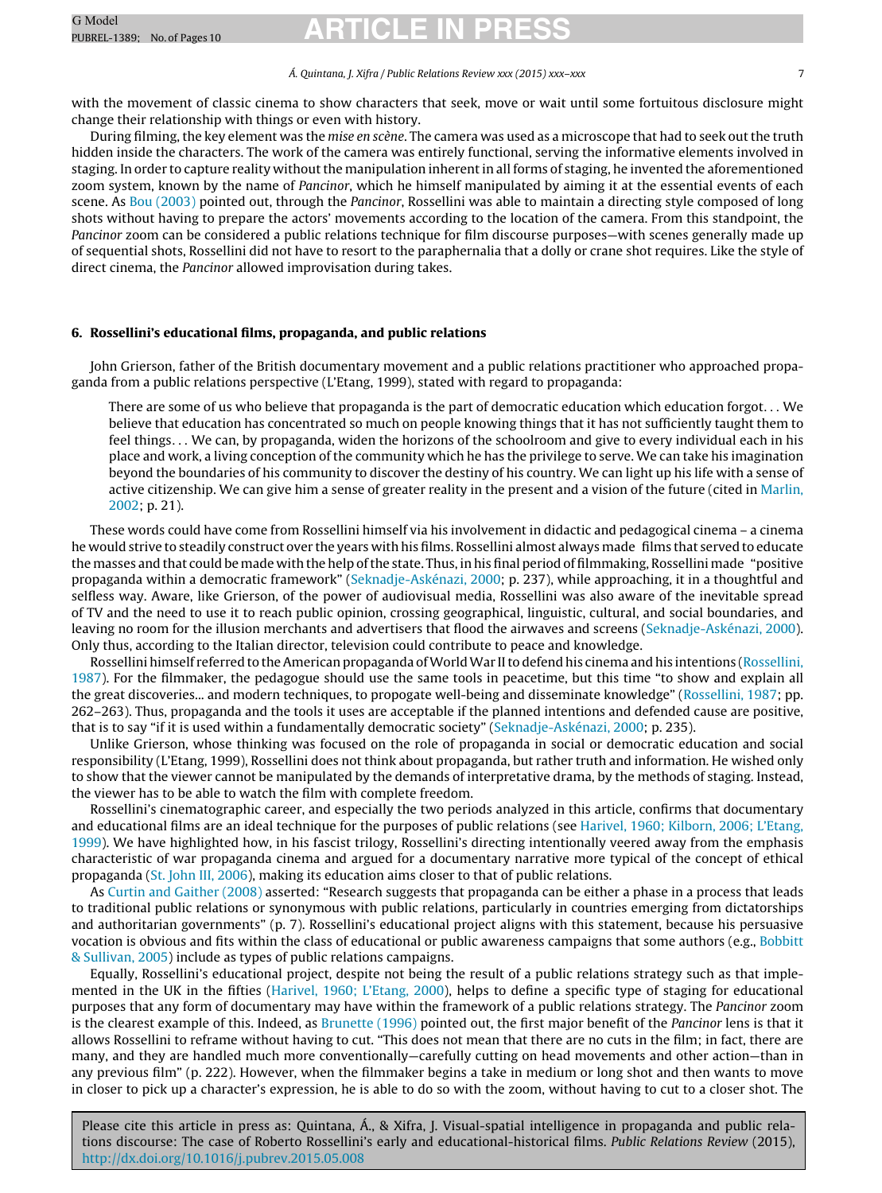with the movement of classic cinema to show characters that seek, move or wait until some fortuitous disclosure might change their relationship with things or even with history.

During filming, the key element was the *mise en scène*. The camera was used as a microscope that had to seek out the truth hidden inside the characters. The work of the camera was entirely functional, serving the informative elements involved in staging. In order to capture reality without the manipulation inherent in all forms of staging, he invented the aforementioned zoom system, known by the name of *Pancinor*, which he himself manipulated by aiming it at the essential events of each scene. As Bou (2003) pointed out, through the *Pancinor*, Rossellini was able to maintain a directing style composed of long shots without having to prepare the actors' movements according to the location of the camera. From this standpoint, the *Pancinor* zoom can be considered a public relations technique for film discourse purposes—with scenes generally made up of sequential shots, Rossellini did not have to resort to the paraphernalia that a dolly or crane shot requires. Like the style of direct cinema, the *Pancinor* allowed improvisation during takes.

## 6. Rossellini's educational films, propaganda, and public relations

John Grierson, father of the British documentary movement and a public relations practitioner who approached propaganda from a public relations perspective (L'Etang, 1999), stated with regard to propaganda:

> There are some of us who believe that propaganda is the part of democratic education which education forgot... We believe that education has concentrated so much on people knowing things that it has not sufficiently taught them to feel things... We can, by propaganda, widen the horizons of the schoolroom and give to every individual each in his place and work, a living conception of the community which he has the privilege to serve. We can take his imagination beyond the boundaries of his community to discover the destiny of his country. We can light up his life with a sense of active citizenship. We can give him a sense of greater reality in the present and a vision of the future (cited in Marlin, 2002; p. 21).

These words could have come from Rossellini himself via his involvement in didactic and pedagogical cinema – a cinema he would strive to steadily construct over the years with his films. Rossellini almost always made films that served to educate the masses and that could be made with the help of the state. Thus, in his final period of filmmaking, Rossellini made "positive propaganda within a democratic framework" (Seknadje-Askénazi, 2000; p. 237), while approaching, it in a thoughtful and selfless way. Aware, like Grierson, of the power of audiovisual media, Rossellini was also aware of the inevitable spread of TV and the need to use it to reach public opinion, crossing geographical, linguistic, cultural, and social boundaries, and leaving no room for the illusion merchants and advertisers that flood the airwaves and screens (Seknadje-Askénazi, 2000). Only thus, according to the Italian director, television could contribute to peace and knowledge.

Rossellini himself referred to the American propaganda of World War II to defend his cinema and his intentions (Rossellini, 1987). For the filmmaker, the pedagogue should use the same tools in peacetime, but this time "to show and explain all the great discoveries... and modern techniques, to propogate well-being and disseminate knowledge" (Rossellini, 1987; pp. 262–263). Thus, propaganda and the tools it uses are acceptable if the planned intentions and defended cause are positive, that is to say "if it is used within a fundamentally democratic society" (Seknadje-Askénazi, 2000; p. 235).

Unlike Grierson, whose thinking was focused on the role of propaganda in social or democratic education and social responsibility (L'Etang, 1999), Rossellini does not think about propaganda, but rather truth and information. He wished only to show that the viewer cannot be manipulated by the demands of interpretative drama, by the methods of staging. Instead, the viewer has to be able to watch the film with complete freedom.

Rossellini's cinematographic career, and especially the two periods analyzed in this article, confirms that documentary and educational films are an ideal technique for the purposes of public relations (see Harivel, 1960; Kilborn, 2006; L'Etang, 1999). We have highlighted how, in his fascist trilogy, Rossellini's directing intentionally veered away from the emphasis characteristic of war propaganda cinema and argued for a documentary narrative more typical of the concept of ethical propaganda (St. John III, 2006), making its education aims closer to that of public relations.

As Curtin and Gaither (2008) asserted: "Research suggests that propaganda can be either a phase in a process that leads to traditional public relations or synonymous with public relations, particularly in countries emerging from dictatorships and authoritarian governments" (p. 7). Rossellini's educational project aligns with this statement, because his persuasive vocation is obvious and fits within the class of educational or public awareness campaigns that some authors (e.g., Bobbitt & Sullivan, 2005) include as types of public relations campaigns.

Equally, Rossellini's educational project, despite not being the result of a public relations strategy such as that implemented in the UK in the fifties (Harivel, 1960; L'Etang, 2000), helps to define a specific type of staging for educational purposes that any form of documentary may have within the framework of a public relations strategy. The *Pancinor* zoom is the clearest example of this. Indeed, as Brunette (1996) pointed out, the first major benefit of the *Pancinor* lens is that it allows Rossellini to reframe without having to cut. "This does not mean that there are no cuts in the film; in fact, there are many, and they are handled much more conventionally—carefully cutting on head movements and other action—than in any previous film" (p. 222). However, when the filmmaker begins a take in medium or long shot and then wants to move in closer to pick up a character's expression, he is able to do so with the zoom, without having to cut to a closer shot. The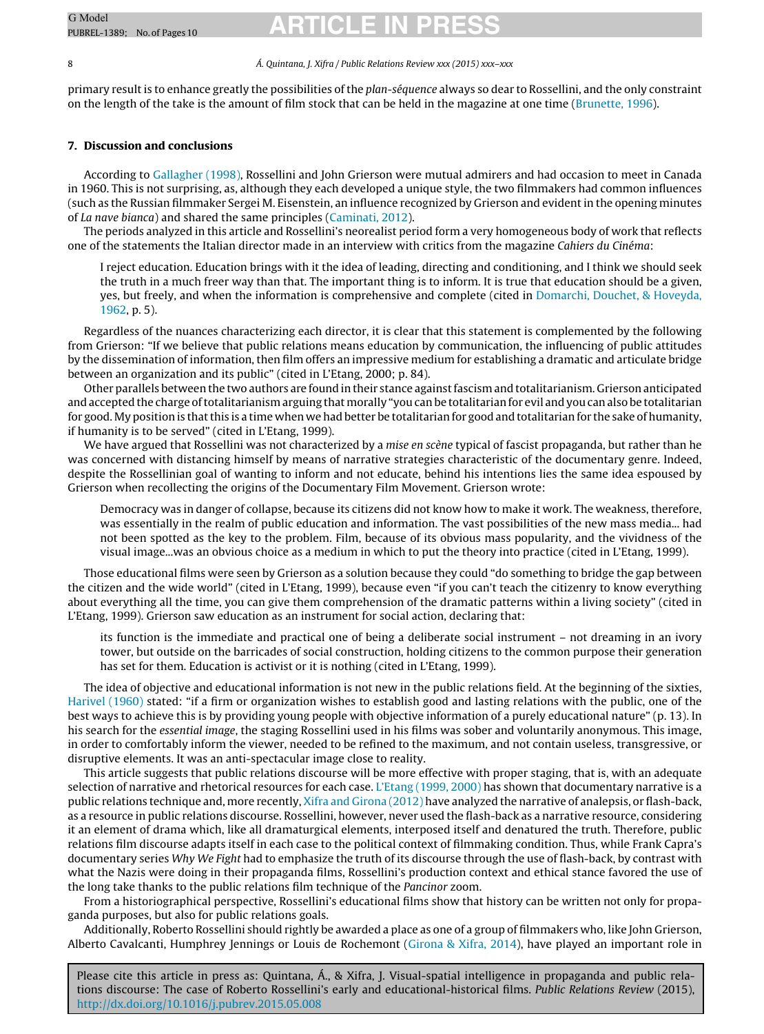primary result is to enhance greatly the possibilities of the *plan-séquence* always so dear to Rossellini, and the only constraint on the length of the take is the amount of film stock that can be held in the magazine at one time (Brunette, 1996).

## 7. Discussion and conclusions

According to Gallagher (1998), Rossellini and John Grierson were mutual admirers and had occasion to meet in Canada in 1960. This is not surprising, as, although they each developed a unique style, the two filmmakers had common influences (such as the Russian filmmaker Sergei M. Eisenstein, an influence recognized by Grierson and evident in the opening minutes of *La nave bianca*) and shared the same principles (Caminati, 2012).

The periods analyzed in this article and Rossellini's neorealist period form a very homogeneous body of work that reflects one of the statements the Italian director made in an interview with critics from the magazine *Cahiers du Cinéma*:

> I reject education. Education brings with it the idea of leading, directing and conditioning, and I think we should seek the truth in a much freer way than that. The important thing is to inform. It is true that education should be a given, yes, but freely, and when the information is comprehensive and complete (cited in Domarchi, Douchet, & Hoveyda, 1962, p. 5).

Regardless of the nuances characterizing each director, it is clear that this statement is complemented by the following from Grierson: "If we believe that public relations means education by communication, the influencing of public attitudes by the dissemination of information, then film offers an impressive medium for establishing a dramatic and articulate bridge between an organization and its public" (cited in L'Etang, 2000; p. 84).

Other parallels between the two authors are found in their stance against fascism and totalitarianism. Grierson anticipated and accepted the charge of totalitarianism arguing that morally "you can be totalitarian for evil and you can also be totalitarian for good. My position is that this is a time when we had better be totalitarian for good and totalitarian for the sake of humanity, if humanity is to be served" (cited in L'Etang, 1999).

We have argued that Rossellini was not characterized by a *mise en scène* typical of fascist propaganda, but rather than he was concerned with distancing himself by means of narrative strategies characteristic of the documentary genre. Indeed, despite the Rossellinian goal of wanting to inform and not educate, behind his intentions lies the same idea espoused by Grierson when recollecting the origins of the Documentary Film Movement. Grierson wrote:

> Democracy was in danger of collapse, because its citizens did not know how to make it work. The weakness, therefore, was essentially in the realm of public education and information. The vast possibilities of the new mass media... had not been spotted as the key to the problem. Film, because of its obvious mass popularity, and the vividness of the visual image...was an obvious choice as a medium in which to put the theory into practice (cited in L'Etang, 1999).

Those educational films were seen by Grierson as a solution because they could "do something to bridge the gap between the citizen and the wide world" (cited in L'Etang, 1999), because even "if you can't teach the citizenry to know everything about everything all the time, you can give them comprehension of the dramatic patterns within a living society" (cited in L'Etang, 1999). Grierson saw education as an instrument for social action, declaring that:

> its function is the immediate and practical one of being a deliberate social instrument – not dreaming in an ivory tower, but outside on the barricades of social construction, holding citizens to the common purpose their generation has set for them. Education is activist or it is nothing (cited in L'Etang, 1999).

The idea of objective and educational information is not new in the public relations field. At the beginning of the sixties, Harivel (1960) stated: "if a firm or organization wishes to establish good and lasting relations with the public, one of the best ways to achieve this is by providing young people with objective information of a purely educational nature" (p. 13). In his search for the *essential image*, the staging Rossellini used in his films was sober and voluntarily anonymous. This image, in order to comfortably inform the viewer, needed to be refined to the maximum, and not contain useless, transgressive, or disruptive elements. It was an anti-spectacular image close to reality.

This article suggests that public relations discourse will be more effective with proper staging, that is, with an adequate selection of narrative and rhetorical resources for each case. L'Etang (1999, 2000) has shown that documentary narrative is a public relations technique and, more recently, Xifra and Girona (2012) have analyzed the narrative of analepsis, or flash-back, as a resource in public relations discourse. Rossellini, however, never used the flash-back as a narrative resource, considering it an element of drama which, like all dramaturgical elements, interposed itself and denatured the truth. Therefore, public relations film discourse adapts itself in each case to the political context of filmmaking condition. Thus, while Frank Capra's documentary series *Why We Fight* had to emphasize the truth of its discourse through the use of flash-back, by contrast with what the Nazis were doing in their propaganda films, Rossellini's production context and ethical stance favored the use of the long take thanks to the public relations film technique of the *Pancinor* zoom.

From a historiographical perspective, Rossellini's educational films show that history can be written not only for propaganda purposes, but also for public relations goals.

Additionally, Roberto Rossellini should rightly be awarded a place as one of a group of filmmakers who, like John Grierson, Alberto Cavalcanti, Humphrey Jennings or Louis de Rochemont (Girona & Xifra, 2014), have played an important role in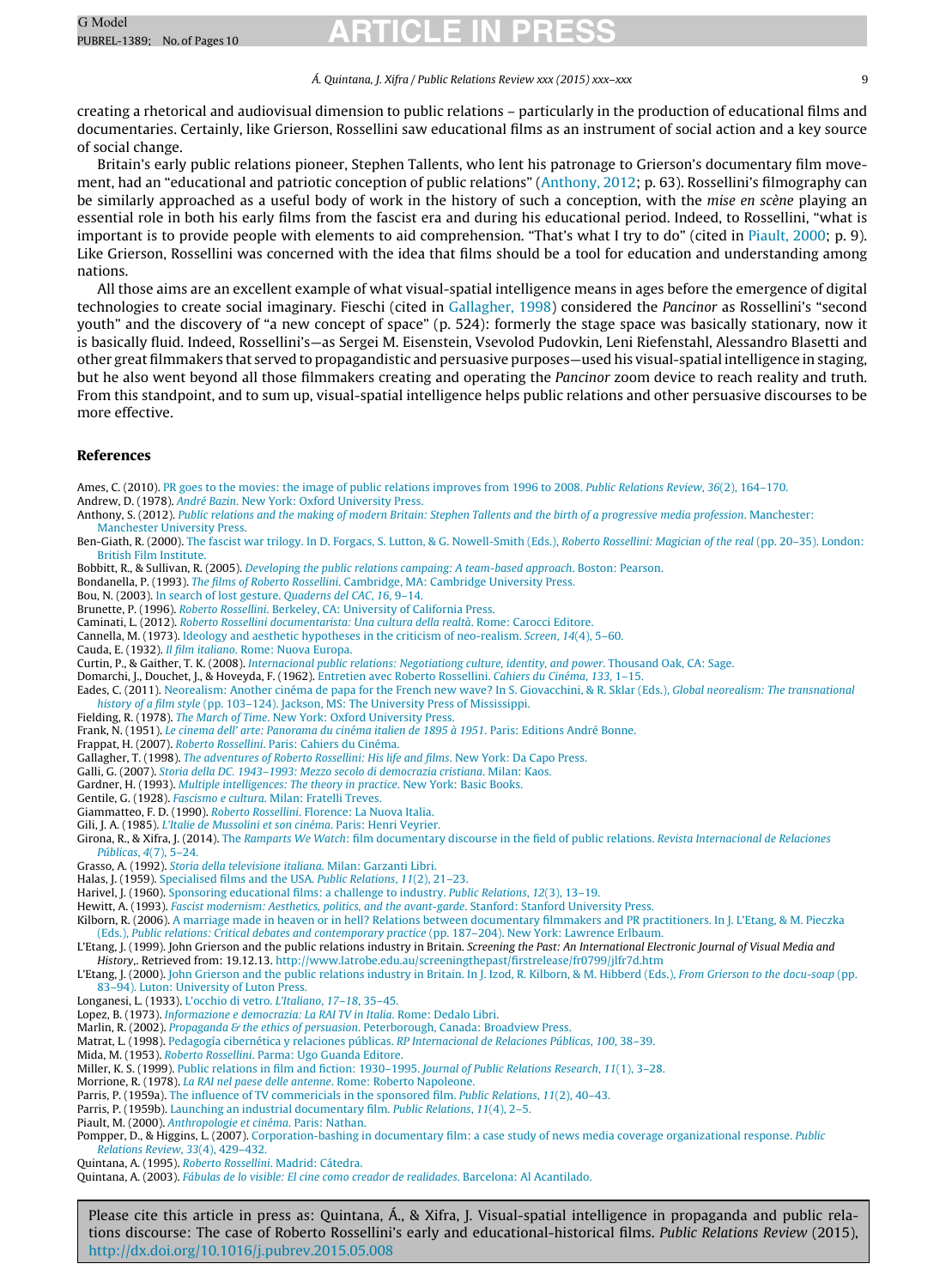creating a rhetorical and audiovisual dimension to public relations – particularly in the production of educational films and documentaries. Certainly, like Grierson, Rossellini saw educational films as an instrument of social action and a key source of social change.

Britain's early public relations pioneer, Stephen Tallents, who lent his patronage to Grierson's documentary film movement, had an "educational and patriotic conception of public relations" (Anthony, 2012; p. 63). Rossellini's filmography can be similarly approached as a useful body of work in the history of such a conception, with the *mise en scène* playing an essential role in both his early films from the fascist era and during his educational period. Indeed, to Rossellini, "what is important is to provide people with elements to aid comprehension. "That's what I try to do" (cited in Piault, 2000; p. 9). Like Grierson, Rossellini was concerned with the idea that films should be a tool for education and understanding among nations.

All those aims are an excellent example of what visual-spatial intelligence means in ages before the emergence of digital technologies to create social imaginary. Fieschi (cited in Gallagher, 1998) considered the *Pancinor* as Rossellini's "second youth" and the discovery of "a new concept of space" (p. 524): formerly the stage space was basically stationary, now it is basically fluid. Indeed, Rossellini's—as Sergei M. Eisenstein, Vsevolod Pudovkin, Leni Riefenstahl, Alessandro Blasetti and other great filmmakers that served to propagandistic and persuasive purposes—used his visual-spatial intelligence in staging, but he also went beyond all those filmmakers creating and operating the *Pancinor* zoom device to reach reality and truth. From this standpoint, and to sum up, visual-spatial intelligence helps public relations and other persuasive discourses to be more effective.

## References

Ames, C. (2010). PR goes to the movies: the image of public relations improves from 1996 to 2008. *Public Relations Review*, *36*(2), 164–170.

Andrew, D. (1978). *André Bazin*. New York: Oxford University Press.

Anthony, S. (2012). *Public relations and the making of modern Britain: Stephen Tallents and the birth of a progressive media profession*. Manchester: Manchester University Press.

Ben-Giath, R. (2000). The fascist war trilogy. In D. Forgacs, S. Lutton, & G. Nowell-Smith (Eds.), *Roberto Rossellini: Magician of the real* (pp. 20–35). London: British Film Institute.

Bobbitt, R., & Sullivan, R. (2005). *Developing the public relations campaing: A team-based approach*. Boston: Pearson.

Bondanella, P. (1993). *The films of Roberto Rossellini*. Cambridge, MA: Cambridge University Press.

Bou, N. (2003). In search of lost gesture. *Quaderns del CAC*, *16*, 9–14.

Brunette, P. (1996). *Roberto Rossellini*. Berkeley, CA: University of California Press.

Caminati, L. (2012). *Roberto Rossellini documentarista: Una cultura della realtà*. Rome: Carocci Editore.

Cannella, M. (1973). Ideology and aesthetic hypotheses in the criticism of neo-realism. *Screen*, *14*(4), 5–60.

Cauda, E. (1932). *Il film italiano*. Rome: Nuova Europa.

Curtin, P., & Gaither, T. K. (2008). *Internacional public relations: Negotiationg culture, identity, and power*. Thousand Oak, CA: Sage.

Domarchi, J., Douchet, J., & Hoveyda, F. (1962). Entretien avec Roberto Rossellini. *Cahiers du Cinéma*, *133*, 1–15.

Eades, C. (2011). Neorealism: Another cinéma de papa for the French new wave? In S. Giovacchini, & R. Sklar (Eds.), *Global neorealism: The transnational history of a film style* (pp. 103–124). Jackson, MS: The University Press of Mississippi.

Fielding, R. (1978). *The March of Time*. New York: Oxford University Press.

Frank, N. (1951). *Le cinema dell' arte: Panorama du cinéma italien de 1895 à 1951*. Paris: Editions André Bonne.

Frappat, H. (2007). *Roberto Rossellini*. Paris: Cahiers du Cinéma.

Gallagher, T. (1998). *The adventures of Roberto Rossellini: His life and films*. New York: Da Capo Press.

Galli, G. (2007). *Storia della DC. 1943–1993: Mezzo secolo di democrazia cristiana*. Milan: Kaos.

Gardner, H. (1993). *Multiple intelligences: The theory in practice*. New York: Basic Books.

Gentile, G. (1928). *Fascismo e cultura*. Milan: Fratelli Treves.

Giammatteo, F. D. (1990). *Roberto Rossellini*. Florence: La Nuova Italia.

Gili, J. A. (1985). *L'Italie de Mussolini et son cinéma*. Paris: Henri Veyrier.

Girona, R., & Xifra, J. (2014). The *Ramparts We Watch*: film documentary discourse in the field of public relations. *Revista Internacional de Relaciones Públicas*, *4*(7), 5–24.

Grasso, A. (1992). *Storia della televisione italiana*. Milan: Garzanti Libri.

Halas, J. (1959). Specialised films and the USA. *Public Relations*, *11*(2), 21–23.

Harivel, J. (1960). Sponsoring educational films: a challenge to industry. *Public Relations*, *12*(3), 13–19.

Hewitt, A. (1993). *Fascist modernism: Aesthetics, politics, and the avant-garde*. Stanford: Stanford University Press.

Kilborn, R. (2006). A marriage made in heaven or in hell? Relations between documentary filmmakers and PR practitioners. In J. L'Etang, & M. Pieczka (Eds.), *Public relations: Critical debates and contemporary practice* (pp. 187–204). New York: Lawrence Erlbaum.

L'Etang, J. (1999). John Grierson and the public relations industry in Britain. *Screening the Past: An International Electronic Journal of Visual Media and History*,. Retrieved from: 19.12.13. http://www.latrobe.edu.au/screeningthepast/firstrelease/fr0799/jlfr7d.htm

L'Etang, J. (2000). John Grierson and the public relations industry in Britain. In J. Izod, R. Kilborn, & M. Hibberd (Eds.), *From Grierson to the docu-soap* (pp. 83–94). Luton: University of Luton Press.

Longanesi, L. (1933). L'occhio di vetro. *L'Italiano*, *17–18*, 35–45.

Lopez, B. (1973). *Informazione e democrazia: La RAI TV in Italia*. Rome: Dedalo Libri.

Marlin, R. (2002). *Propaganda & the ethics of persuasion*. Peterborough, Canada: Broadview Press.

Matrat, L. (1998). Pedagogía cibernética y relaciones públicas. *RP Internacional de Relaciones Públicas*, *100*, 38–39.

Mida, M. (1953). *Roberto Rossellini*. Parma: Ugo Guanda Editore.

Miller, K. S. (1999). Public relations in film and fiction: 1930–1995. *Journal of Public Relations Research*, *11*(1), 3–28.

Morrione, R. (1978). *La RAI nel paese delle antenne*. Rome: Roberto Napoleone.

Parris, P. (1959a). The influence of TV commercials in the sponsored film. *Public Relations*, *11*(2), 40–43.

Parris, P. (1959b). Launching an industrial documentary film. *Public Relations*, *11*(4), 2–5.

Piault, M. (2000). *Anthropologie et cinéma*. Paris: Nathan.

Pompper, D., & Higgins, L. (2007). Corporation-bashing in documentary film: a case study of news media coverage organizational response. *Public Relations Review*, *33*(4), 429–432.

Quintana, A. (1995). *Roberto Rossellini*. Madrid: Cátedra.

Quintana, A. (2003). *Fábulas de lo visible: El cine como creador de realidades*. Barcelona: Al Acantilado.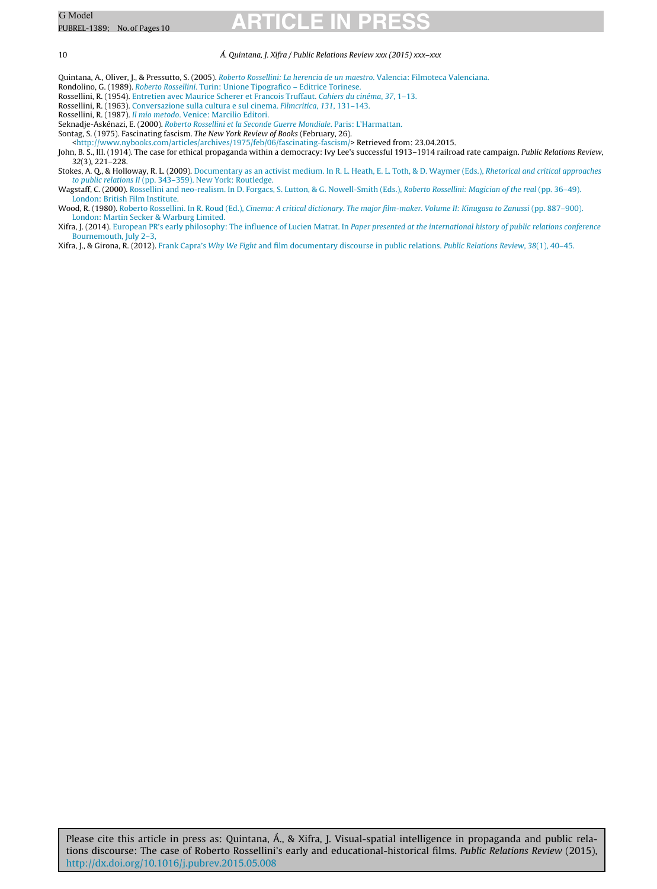Quintana, A., Oliver, J., & Pressutto, S. (2005). *Roberto Rossellini: La herencia de un maestro*. Valencia: Filmoteca Valenciana.

Rondolino, G. (1989). *Roberto Rossellini*. Turin: Unione Tipografico – Editrice Torinese.

Rossellini, R. (1954). Entretien avec Maurice Scherer et Francois Truffaut. *Cahiers du cinéma*, *37*, 1–13.

Rossellini, R. (1963). Conversazione sulla cultura e sul cinema. *Filmcritica*, *131*, 131–143.

Rossellini, R. (1987). *Il mio metodo*. Venice: Marcilio Editori.

Seknadje-Askénazi, E. (2000). *Roberto Rossellini et la Seconde Guerre Mondiale*. Paris: L'Harmattan.

Sontag, S. (1975). Fascinating fascism. *The New York Review of Books* (February, 26). <http://www.nybooks.com/articles/archives/1975/feb/06/fascinating-fascism/> Retrieved from: 23.04.2015.

John, B. S., III. (1914). The case for ethical propaganda within a democracy: Ivy Lee's successful 1913–1914 railroad rate campaign. *Public Relations Review*, *32*(3), 221–228.

Stokes, A. Q., & Holloway, R. L. (2009). Documentary as an activist medium. In R. L. Heath, E. L. Toth, & D. Waymer (Eds.), *Rhetorical and critical approaches to public relations II* (pp. 343–359). New York: Routledge.

Wagstaff, C. (2000). Rossellini and neo-realism. In D. Forgacs, S. Lutton, & G. Nowell-Smith (Eds.), *Roberto Rossellini: Magician of the real* (pp. 36–49). London: British Film Institute.

Wood, R. (1980). Roberto Rossellini. In R. Roud (Ed.), *Cinema: A critical dictionary. The major film-maker. Volume II: Kinugasa to Zanussi* (pp. 887–900). London: Martin Secker & Warburg Limited.

Xifra, J. (2014). European PR's early philosophy: The influence of Lucien Matrat. In *Paper presented at the international history of public relations conference* Bournemouth, July 2–3,

Xifra, J., & Girona, R. (2012). Frank Capra's *Why We Fight* and film documentary discourse in public relations. *Public Relations Review*, *38*(1), 40–45.

Please cite this article in press as: Quintana, Á., & Xifra, J. Visual-spatial intelligence in propaganda and public relations discourse: The case of Roberto Rossellini's early and educational-historical films. *Public Relations Review* (2015), http://dx.doi.org/10.1016/j.pubrev.2015.05.008